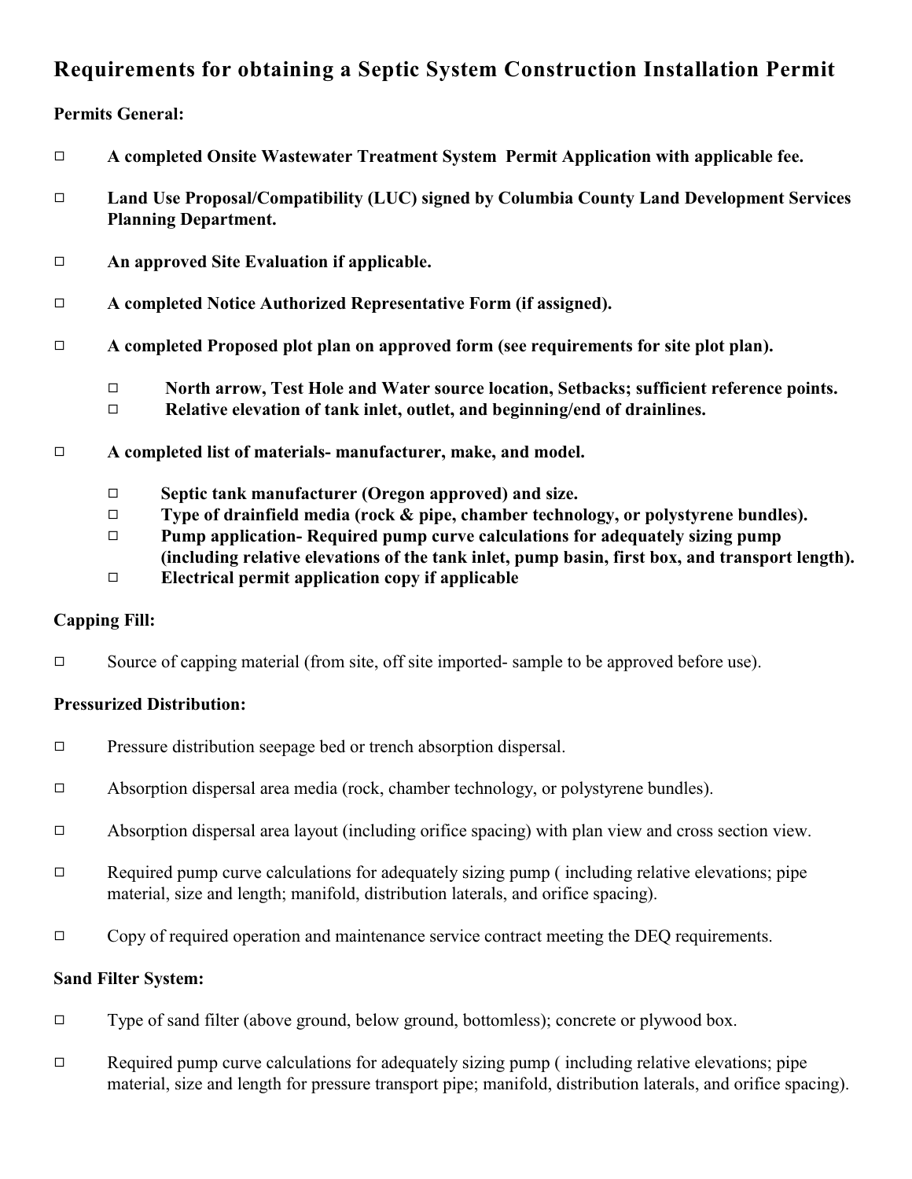# Requirements for obtaining a Septic System Construction Installation Permit

**Permits General:**

- □ **A completed Onsite Wastewater Treatment System Permit Application with applicable fee.**
- □ **Land Use Proposal/Compatibility (LUC) signed by Columbia County Land Development Services Planning Department.**
- □ **An approved Site Evaluation if applicable.**
- □ **A completed Notice Authorized Representative Form (if assigned).**
- □ **A completed Proposed plot plan on approved form (see requirements for site plot plan).**
  - □ **North arrow, Test Hole and Water source location, Setbacks; sufficient reference points.**
  - □ **Relative elevation of tank inlet, outlet, and beginning/end of drainlines.**
- □ **A completed list of materials- manufacturer, make, and model.**
  - □ **Septic tank manufacturer (Oregon approved) and size.**
  - □ **Type of drainfield media (rock & pipe, chamber technology, or polystyrene bundles).**
  - □ **Pump application- Required pump curve calculations for adequately sizing pump (including relative elevations of the tank inlet, pump basin, first box, and transport length).**
  - □ **Electrical permit application copy if applicable**

**Capping Fill:**

- □ Source of capping material (from site, off site imported- sample to be approved before use).

**Pressurized Distribution:**

- □ Pressure distribution seepage bed or trench absorption dispersal.
- □ Absorption dispersal area media (rock, chamber technology, or polystyrene bundles).
- □ Absorption dispersal area layout (including orifice spacing) with plan view and cross section view.
- □ Required pump curve calculations for adequately sizing pump ( including relative elevations; pipe material, size and length; manifold, distribution laterals, and orifice spacing).
- □ Copy of required operation and maintenance service contract meeting the DEQ requirements.

**Sand Filter System:**

- □ Type of sand filter (above ground, below ground, bottomless); concrete or plywood box.
- □ Required pump curve calculations for adequately sizing pump ( including relative elevations; pipe material, size and length for pressure transport pipe; manifold, distribution laterals, and orifice spacing).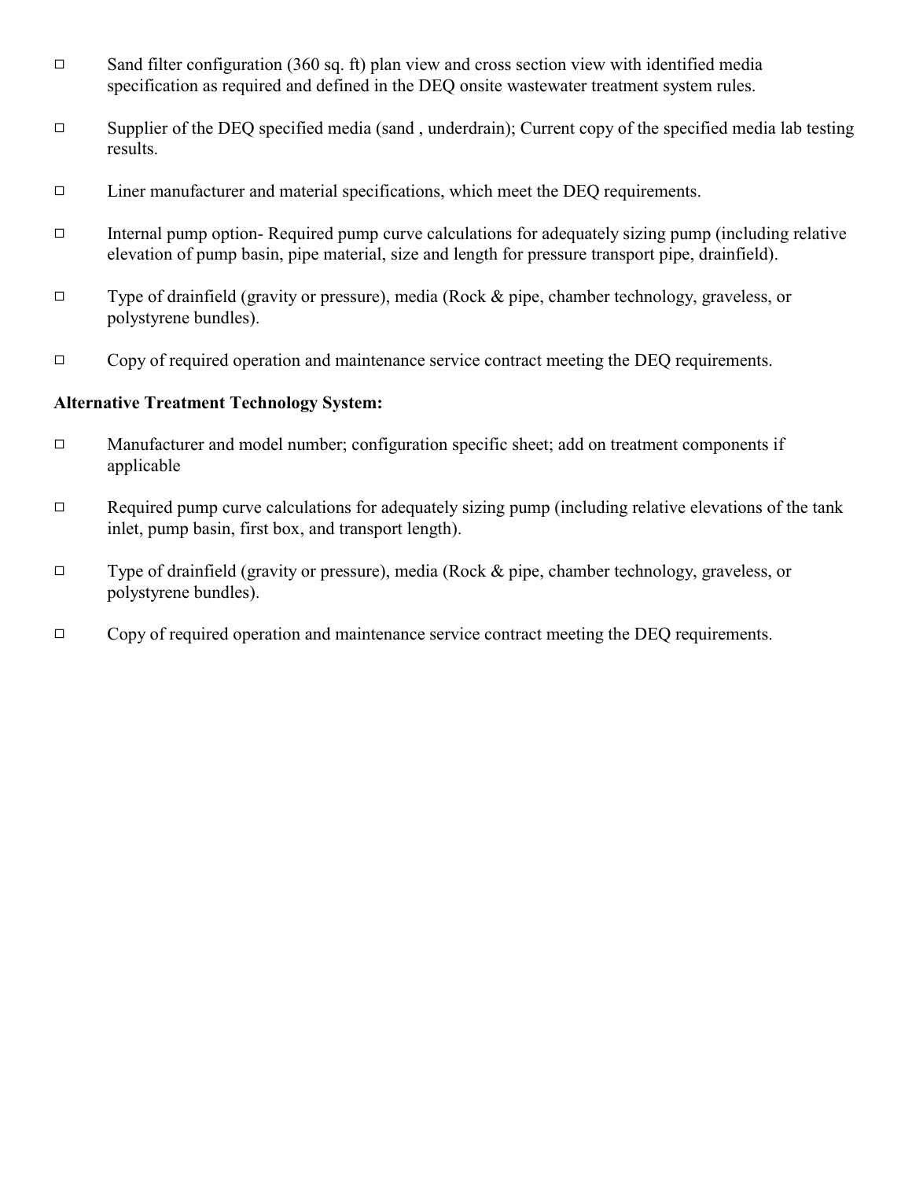- ☐ Sand filter configuration (360 sq. ft) plan view and cross section view with identified media specification as required and defined in the DEQ onsite wastewater treatment system rules.
- ☐ Supplier of the DEQ specified media (sand , underdrain); Current copy of the specified media lab testing results.
- ☐ Liner manufacturer and material specifications, which meet the DEQ requirements.
- ☐ Internal pump option- Required pump curve calculations for adequately sizing pump (including relative elevation of pump basin, pipe material, size and length for pressure transport pipe, drainfield).
- ☐ Type of drainfield (gravity or pressure), media (Rock & pipe, chamber technology, graveless, or polystyrene bundles).
- ☐ Copy of required operation and maintenance service contract meeting the DEQ requirements.

**Alternative Treatment Technology System:**

- ☐ Manufacturer and model number; configuration specific sheet; add on treatment components if applicable
- ☐ Required pump curve calculations for adequately sizing pump (including relative elevations of the tank inlet, pump basin, first box, and transport length).
- ☐ Type of drainfield (gravity or pressure), media (Rock & pipe, chamber technology, graveless, or polystyrene bundles).
- ☐ Copy of required operation and maintenance service contract meeting the DEQ requirements.